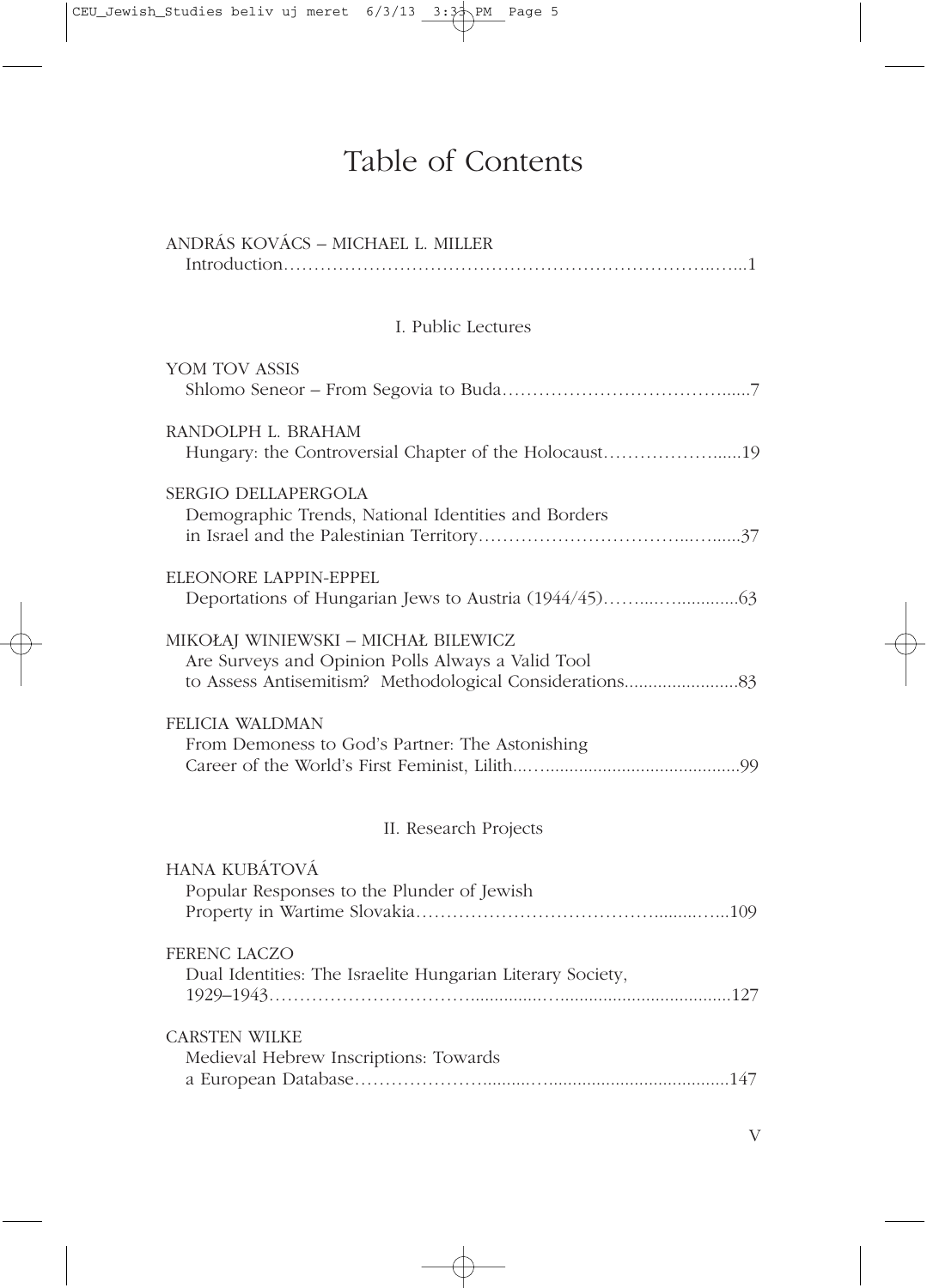# Table of Contents

ANDRÁS KOVÁCS – MICHAEL L. MILLER
Introduction……………………………………………………………………..…...1

## I. Public Lectures

YOM TOV ASSIS
Shlomo Seneor – From Segovia to Buda……………………………………......7

RANDOLPH L. BRAHAM
Hungary: the Controversial Chapter of the Holocaust…………………......19

SERGIO DELLAPERGOLA
Demographic Trends, National Identities and Borders
in Israel and the Palestinian Territory……………………………...….......37

ELEONORE LAPPIN-EPPEL
Deportations of Hungarian Jews to Austria (1944/45)……....…............63

MIKOŁAJ WINIEWSKI – MICHAŁ BILEWICZ
Are Surveys and Opinion Polls Always a Valid Tool
to Assess Antisemitism? Methodological Considerations.......................83

FELICIA WALDMAN
From Demoness to God's Partner: The Astonishing
Career of the World's First Feminist, Lilith...….........................................99

## II. Research Projects

HANA KUBÁTOVÁ
Popular Responses to the Plunder of Jewish
Property in Wartime Slovakia…………………………………..........….....109

FERENC LACZO
Dual Identities: The Israelite Hungarian Literary Society,
1929–1943……………………………..............…...................................127

CARSTEN WILKE
Medieval Hebrew Inscriptions: Towards
a European Database…………………..........….....................................147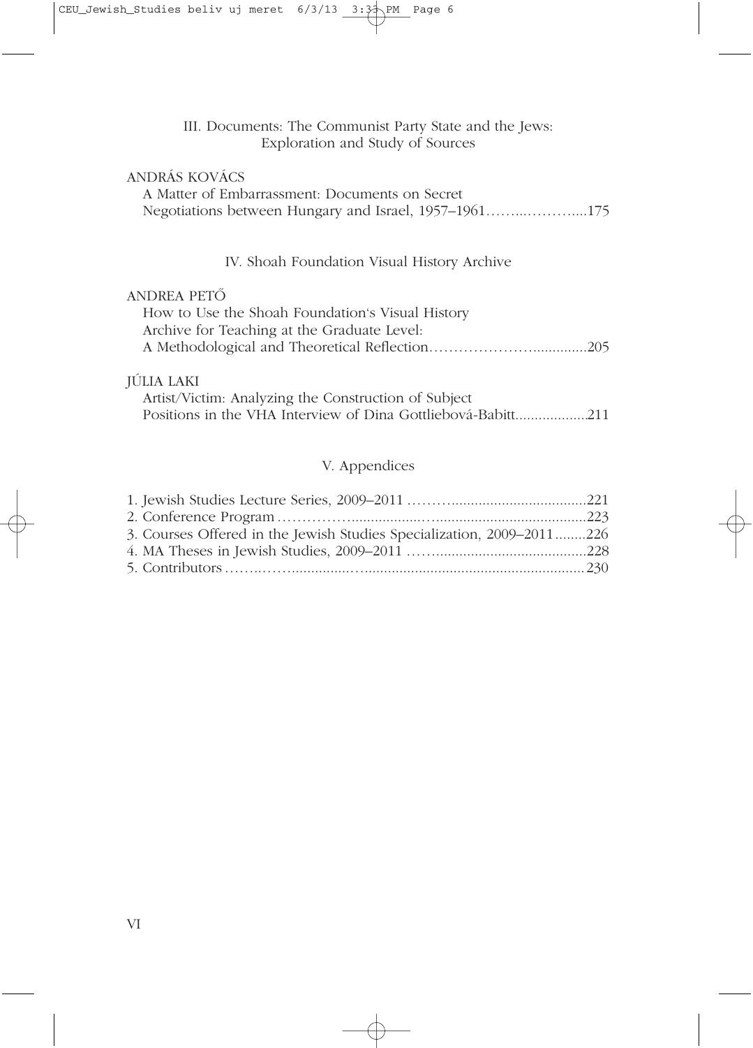## III. Documents: The Communist Party State and the Jews: Exploration and Study of Sources

ANDRÁS KOVÁCS
A Matter of Embarrassment: Documents on Secret Negotiations between Hungary and Israel, 1957–1961 ........175

## IV. Shoah Foundation Visual History Archive

ANDREA PETŐ
How to Use the Shoah Foundation's Visual History Archive for Teaching at the Graduate Level: A Methodological and Theoretical Reflection ........205

JÚLIA LAKI
Artist/Victim: Analyzing the Construction of Subject Positions in the VHA Interview of Dina Gottliebová-Babitt ........211

## V. Appendices

1. Jewish Studies Lecture Series, 2009–2011 ........221
2. Conference Program ........223
3. Courses Offered in the Jewish Studies Specialization, 2009–2011 ........226
4. MA Theses in Jewish Studies, 2009–2011 ........228
5. Contributors ........230